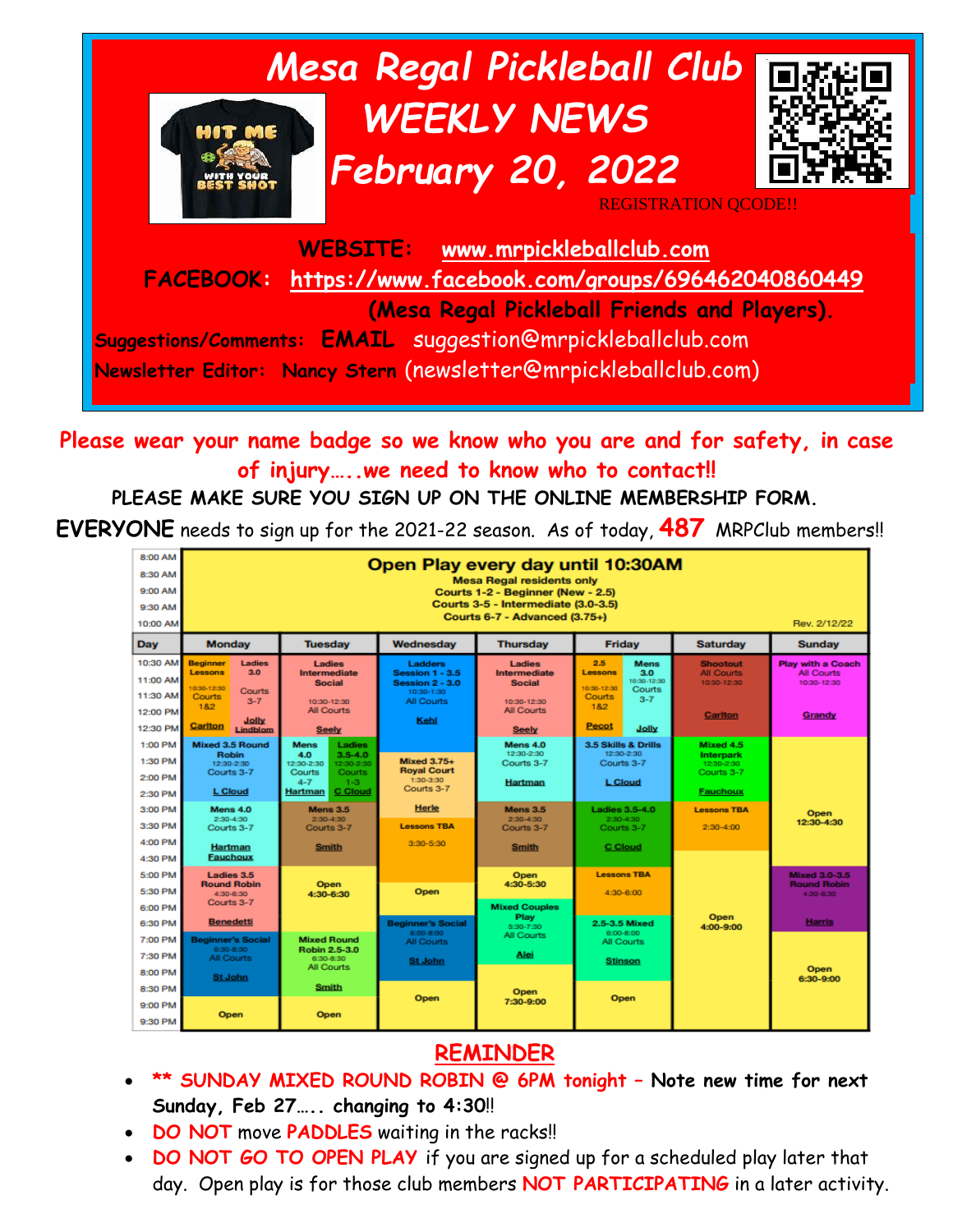# Mesa Regal Pickleball Club WEEKLY NEWS February 20, 2022

REGISTRATION QCODE!!

**WEBSITE:** www.mrpickleballclub.com

**FACEBOOK:** https://www.facebook.com/groups/696462040860449 (Mesa Regal Pickleball Friends and Players).

**Suggestions/Comments: EMAIL** suggestion@mrpickleballclub.com

**Newsletter Editor:** Nancy Stern (newsletter@mrpickleballclub.com)

**Please wear your name badge so we know who you are and for safety, in case of injury…..we need to know who to contact!!**

**PLEASE MAKE SURE YOU SIGN UP ON THE ONLINE MEMBERSHIP FORM.**

**EVERYONE** needs to sign up for the 2021-22 season. As of today, **487** MRPClub members!!

**Open Play every day until 10:30AM** (8:00 AM – 10:00 AM)
Mesa Regal residents only
Courts 1-2 - Beginner (New - 2.5)
Courts 3-5 - Intermediate (3.0-3.5)
Courts 6-7 - Advanced (3.75+)

Rev. 2/12/22

| Day | Monday | Tuesday | Wednesday | Thursday | Friday | Saturday | Sunday |
|---|---|---|---|---|---|---|---|
| 10:30 AM – 12:30 PM | Beginner Lessons 10:30-12:30 Courts 1&2 (Carlton); Ladies 3.0 Courts 3-7 (Jolly, Lindblom) | Ladies Intermediate Social 10:30-12:30 All Courts (Seely) | Ladders Session 1 - 3.5, Session 2 - 3.0 10:30-1:30 All Courts (Kehl) | Ladies Intermediate Social 10:30-12:30 All Courts (Seely) | 2.5 Lessons 10:30-12:30 Courts 1&2 (Pecot); Mens 3.0 10:30-12:30 Courts 3-7 (Jolly) | Shootout All Courts 10:30-12:30 (Carlton) | Play with a Coach All Courts 10:30-12:30 (Grandy) |
| 1:00 PM – 2:30 PM | Mixed 3.5 Round Robin 12:30-2:30 Courts 3-7 (L Cloud) | Mens 4.0 12:30-2:30 Courts 4-7 (Hartman); Ladies 3.5-4.0 12:30-2:30 Courts 1-3 (C Cloud) | Mixed 3.75+ Royal Court 1:30-3:30 Courts 3-7 (Herle) | Mens 4.0 12:30-2:30 Courts 3-7 (Hartman) | 3.5 Skills & Drills 12:30-2:30 Courts 3-7 (L Cloud) | Mixed 4.5 Interpark 12:30-2:30 Courts 3-7 (Fauchoux) | Open 12:30-4:30 |
| 3:00 PM – 4:30 PM | Mens 4.0 2:30-4:30 Courts 3-7 (Hartman, Fauchoux) | Mens 3.5 2:30-4:30 Courts 3-7 (Smith) | Lessons TBA 3:30-5:30 | Mens 3.5 2:30-4:30 Courts 3-7 (Smith) | Ladies 3.5-4.0 2:30-4:30 Courts 3-7 (C Cloud) | Lessons TBA 2:30-4:00 | |
| 5:00 PM – 6:30 PM | Ladies 3.5 Round Robin 4:30-6:30 Courts 3-7 (Benedetti) | Open 4:30-6:30 | Open | Open 4:30-5:30; Mixed Couples Play 5:30-7:30 All Courts (Alei) | Lessons TBA 4:30-6:00 | Open 4:00-9:00 | Mixed 3.0-3.5 Round Robin 4:30-6:30 (Harris) |
| 7:00 PM – 8:30 PM | Beginner's Social 6:30-8:30 All Courts (St John) | Mixed Round Robin 2.5-3.0 6:30-8:30 All Courts (Smith) | Beginner's Social 6:00-8:00 All Courts (St John) | | 2.5-3.5 Mixed 6:00-8:00 All Courts (Stinson) | | Open 6:30-9:00 |
| 9:00 PM – 9:30 PM | Open | Open | Open | Open 7:30-9:00 | Open | | |

## REMINDER

- **SUNDAY MIXED ROUND ROBIN @ 6PM tonight – Note new time for next Sunday, Feb 27….. changing to 4:30!!**
- DO NOT move PADDLES waiting in the racks!!
- DO NOT GO TO OPEN PLAY if you are signed up for a scheduled play later that day. Open play is for those club members NOT PARTICIPATING in a later activity.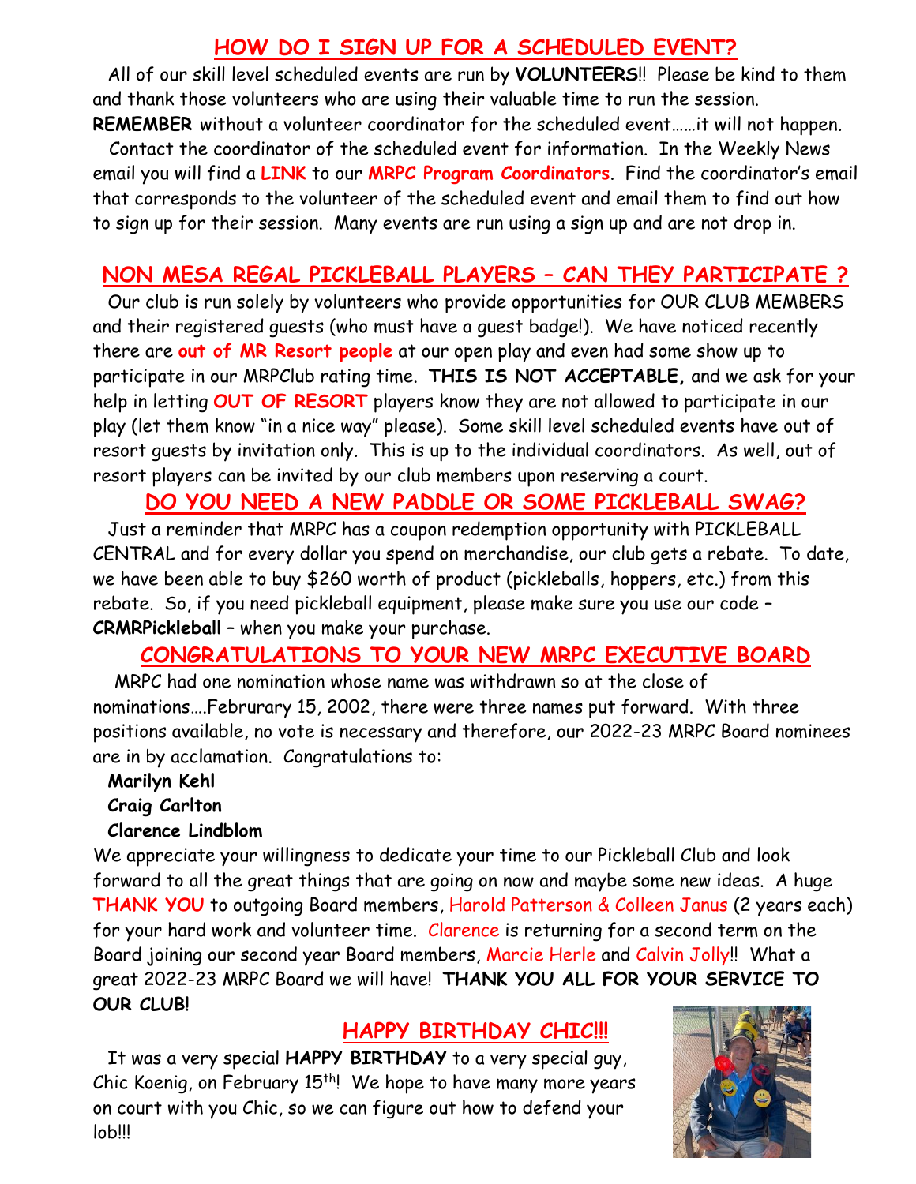## HOW DO I SIGN UP FOR A SCHEDULED EVENT?

All of our skill level scheduled events are run by **VOLUNTEERS**!! Please be kind to them and thank those volunteers who are using their valuable time to run the session. **REMEMBER** without a volunteer coordinator for the scheduled event……it will not happen.

Contact the coordinator of the scheduled event for information. In the Weekly News email you will find a **LINK** to our **MRPC Program Coordinators**. Find the coordinator's email that corresponds to the volunteer of the scheduled event and email them to find out how to sign up for their session. Many events are run using a sign up and are not drop in.

## NON MESA REGAL PICKLEBALL PLAYERS – CAN THEY PARTICIPATE ?

Our club is run solely by volunteers who provide opportunities for OUR CLUB MEMBERS and their registered guests (who must have a guest badge!). We have noticed recently there are **out of MR Resort people** at our open play and even had some show up to participate in our MRPClub rating time. **THIS IS NOT ACCEPTABLE,** and we ask for your help in letting **OUT OF RESORT** players know they are not allowed to participate in our play (let them know "in a nice way" please). Some skill level scheduled events have out of resort guests by invitation only. This is up to the individual coordinators. As well, out of resort players can be invited by our club members upon reserving a court.

## DO YOU NEED A NEW PADDLE OR SOME PICKLEBALL SWAG?

Just a reminder that MRPC has a coupon redemption opportunity with PICKLEBALL CENTRAL and for every dollar you spend on merchandise, our club gets a rebate. To date, we have been able to buy $260 worth of product (pickleballs, hoppers, etc.) from this rebate. So, if you need pickleball equipment, please make sure you use our code – **CRMRPickleball** – when you make your purchase.

## CONGRATULATIONS TO YOUR NEW MRPC EXECUTIVE BOARD

MRPC had one nomination whose name was withdrawn so at the close of nominations….Februrary 15, 2002, there were three names put forward. With three positions available, no vote is necessary and therefore, our 2022-23 MRPC Board nominees are in by acclamation. Congratulations to:

**Marilyn Kehl**
**Craig Carlton**
**Clarence Lindblom**

We appreciate your willingness to dedicate your time to our Pickleball Club and look forward to all the great things that are going on now and maybe some new ideas. A huge **THANK YOU** to outgoing Board members, Harold Patterson & Colleen Janus (2 years each) for your hard work and volunteer time. Clarence is returning for a second term on the Board joining our second year Board members, Marcie Herle and Calvin Jolly!! What a great 2022-23 MRPC Board we will have! **THANK YOU ALL FOR YOUR SERVICE TO OUR CLUB!**

## HAPPY BIRTHDAY CHIC!!!

It was a very special **HAPPY BIRTHDAY** to a very special guy, Chic Koenig, on February 15th! We hope to have many more years on court with you Chic, so we can figure out how to defend your lob!!!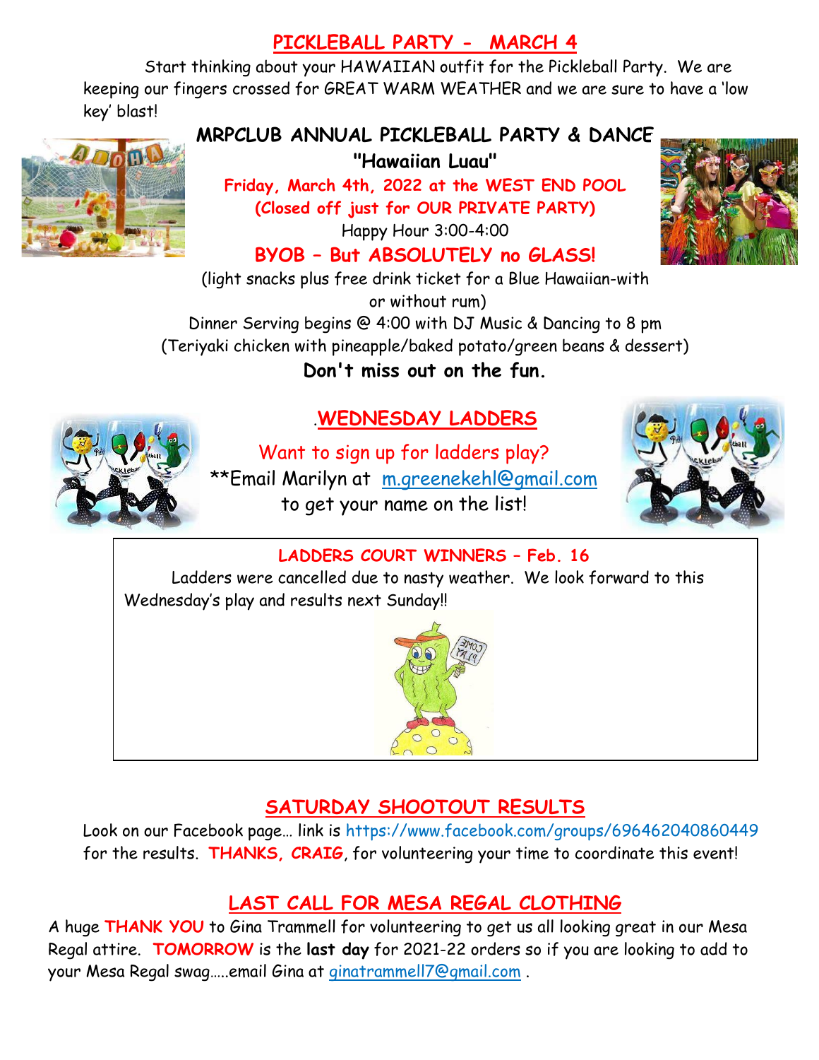## PICKLEBALL PARTY - MARCH 4

Start thinking about your HAWAIIAN outfit for the Pickleball Party. We are keeping our fingers crossed for GREAT WARM WEATHER and we are sure to have a 'low key' blast!

### MRPCLUB ANNUAL PICKLEBALL PARTY & DANCE

**"Hawaiian Luau"**

**Friday, March 4th, 2022 at the WEST END POOL**

**(Closed off just for OUR PRIVATE PARTY)**

Happy Hour 3:00-4:00

**BYOB – But ABSOLUTELY no GLASS!**

(light snacks plus free drink ticket for a Blue Hawaiian-with or without rum)

Dinner Serving begins @ 4:00 with DJ Music & Dancing to 8 pm

(Teriyaki chicken with pineapple/baked potato/green beans & dessert)

**Don't miss out on the fun.**

## .WEDNESDAY LADDERS

Want to sign up for ladders play?

**Email Marilyn at m.greenekehl@gmail.com to get your name on the list!

### LADDERS COURT WINNERS – Feb. 16

Ladders were cancelled due to nasty weather. We look forward to this Wednesday's play and results next Sunday!!

## SATURDAY SHOOTOUT RESULTS

Look on our Facebook page… link is https://www.facebook.com/groups/696462040860449 for the results. **THANKS, CRAIG**, for volunteering your time to coordinate this event!

## LAST CALL FOR MESA REGAL CLOTHING

A huge **THANK YOU** to Gina Trammell for volunteering to get us all looking great in our Mesa Regal attire. **TOMORROW** is the **last day** for 2021-22 orders so if you are looking to add to your Mesa Regal swag…..email Gina at ginatrammell7@gmail.com .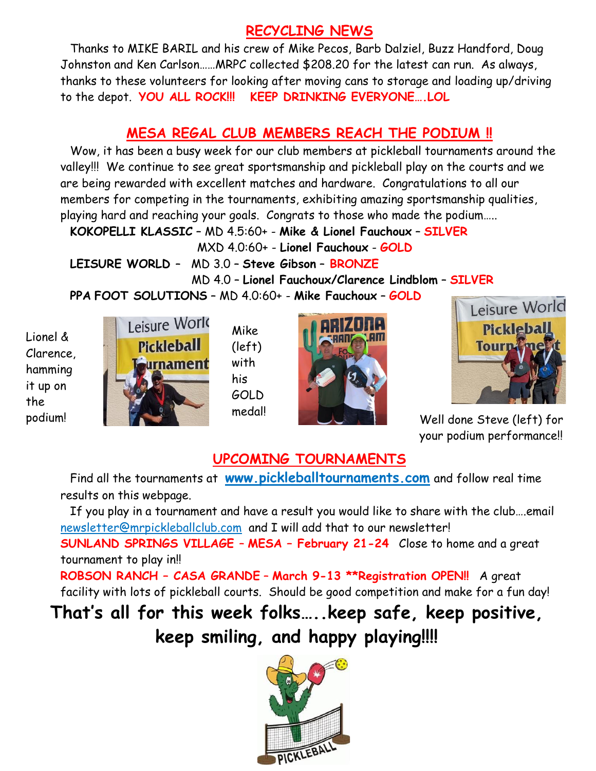## RECYCLING NEWS

Thanks to MIKE BARIL and his crew of Mike Pecos, Barb Dalziel, Buzz Handford, Doug Johnston and Ken Carlson……MRPC collected $208.20 for the latest can run. As always, thanks to these volunteers for looking after moving cans to storage and loading up/driving to the depot. **YOU ALL ROCK!!! KEEP DRINKING EVERYONE….LOL**

## MESA REGAL CLUB MEMBERS REACH THE PODIUM !!

Wow, it has been a busy week for our club members at pickleball tournaments around the valley!!! We continue to see great sportsmanship and pickleball play on the courts and we are being rewarded with excellent matches and hardware. Congratulations to all our members for competing in the tournaments, exhibiting amazing sportsmanship qualities, playing hard and reaching your goals. Congrats to those who made the podium…..

**KOKOPELLI KLASSIC** – MD 4.5:60+ - **Mike & Lionel Fauchoux** – **SILVER**
MXD 4.0:60+ - **Lionel Fauchoux** - **GOLD**

**LEISURE WORLD** – MD 3.0 – **Steve Gibson** – **BRONZE**
MD 4.0 – **Lionel Fauchoux/Clarence Lindblom** – **SILVER**

**PPA FOOT SOLUTIONS** – MD 4.0:60+ - **Mike Fauchoux** – **GOLD**

Lionel & Clarence, hamming it up on the podium!

Mike (left) with his GOLD medal!

Well done Steve (left) for your podium performance!!

## UPCOMING TOURNAMENTS

Find all the tournaments at **www.pickleballtournaments.com** and follow real time results on this webpage.

If you play in a tournament and have a result you would like to share with the club….email newsletter@mrpickleballclub.com and I will add that to our newsletter!

**SUNLAND SPRINGS VILLAGE – MESA – February 21-24** Close to home and a great tournament to play in!!

**ROBSON RANCH – CASA GRANDE – March 9-13 \*\*Registration OPEN!!** A great facility with lots of pickleball courts. Should be good competition and make for a fun day!

**That's all for this week folks…..keep safe, keep positive, keep smiling, and happy playing!!!!**